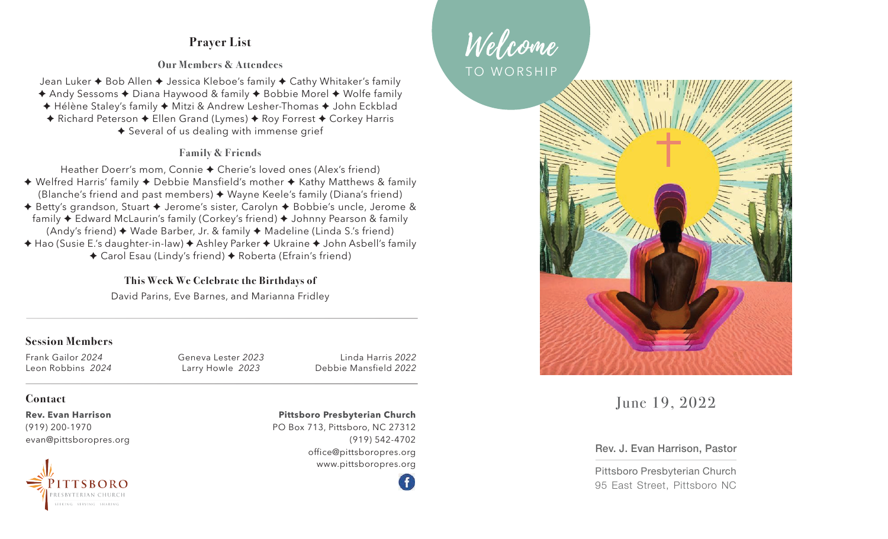## Prayer List

### Our Members & Attendees

Jean Luker ✦ Bob Allen ✦ Jessica Kleboe's family ✦ Cathy Whitaker's family ✦ Andy Sessoms ✦ Diana Haywood & family ✦ Bobbie Morel ✦ Wolfe family ✦ Hélène Staley's family ✦ Mitzi & Andrew Lesher-Thomas ✦ John Eckblad ✦ Richard Peterson ✦ Ellen Grand (Lymes) ✦ Roy Forrest ✦ Corkey Harris ✦ Several of us dealing with immense grief

### Family & Friends

Heather Doerr's mom, Connie ✦ Cherie's loved ones (Alex's friend) ✦ Welfred Harris' family ✦ Debbie Mansfield's mother ✦ Kathy Matthews & family (Blanche's friend and past members) ✦ Wayne Keele's family (Diana's friend) ✦ Betty's grandson, Stuart ✦ Jerome's sister, Carolyn ✦ Bobbie's uncle, Jerome & family ✦ Edward McLaurin's family (Corkey's friend) ✦ Johnny Pearson & family (Andy's friend) ✦ Wade Barber, Jr. & family ✦ Madeline (Linda S.'s friend) ✦ Hao (Susie E.'s daughter-in-law) ✦ Ashley Parker ✦ Ukraine ✦ John Asbell's family ✦ Carol Esau (Lindy's friend) ✦ Roberta (Efrain's friend)

### This Week We Celebrate the Birthdays of

David Parins, Eve Barnes, and Marianna Fridley

---

### Session Members

| | | |
|---|---|---|
| Frank Gailor *2024* | Geneva Lester *2023* | Linda Harris *2022* |
| Leon Robbins *2024* | Larry Howle *2023* | Debbie Mansfield *2022* |

---

### Contact

**Rev. Evan Harrison**
(919) 200-1970
evan@pittsboropres.org

**Pittsboro Presbyterian Church**
PO Box 713, Pittsboro, NC 27312
(919) 542-4702
office@pittsboropres.org
www.pittsboropres.org

PITTSBORO PRESBYTERIAN CHURCH
SEEKING · SERVING · SHARING

# Welcome TO WORSHIP

June 19, 2022

Rev. J. Evan Harrison, Pastor

Pittsboro Presbyterian Church
95 East Street, Pittsboro NC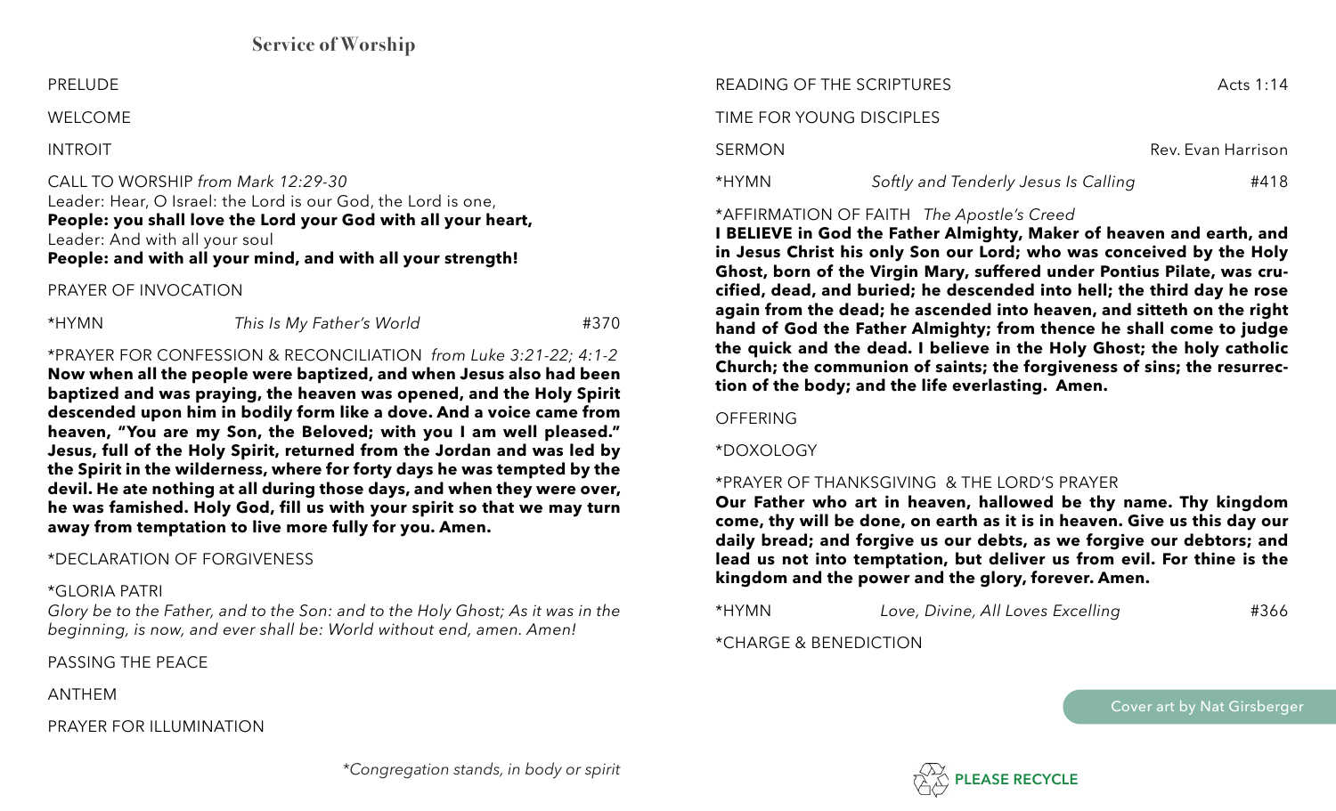## Service of Worship

PRELUDE

WELCOME

INTROIT

CALL TO WORSHIP *from Mark 12:29-30*
Leader: Hear, O Israel: the Lord is our God, the Lord is one,
**People: you shall love the Lord your God with all your heart,**
Leader: And with all your soul
**People: and with all your mind, and with all your strength!**

PRAYER OF INVOCATION

*HYMN — *This Is My Father's World* — #370

*PRAYER FOR CONFESSION & RECONCILIATION *from Luke 3:21-22; 4:1-2*
**Now when all the people were baptized, and when Jesus also had been baptized and was praying, the heaven was opened, and the Holy Spirit descended upon him in bodily form like a dove. And a voice came from heaven, "You are my Son, the Beloved; with you I am well pleased." Jesus, full of the Holy Spirit, returned from the Jordan and was led by the Spirit in the wilderness, where for forty days he was tempted by the devil. He ate nothing at all during those days, and when they were over, he was famished. Holy God, fill us with your spirit so that we may turn away from temptation to live more fully for you. Amen.**

*DECLARATION OF FORGIVENESS

*GLORIA PATRI
*Glory be to the Father, and to the Son: and to the Holy Ghost; As it was in the beginning, is now, and ever shall be: World without end, amen. Amen!*

PASSING THE PEACE

ANTHEM

PRAYER FOR ILLUMINATION

*Congregation stands, in body or spirit*

READING OF THE SCRIPTURES — Acts 1:14

TIME FOR YOUNG DISCIPLES

SERMON — Rev. Evan Harrison

*HYMN — *Softly and Tenderly Jesus Is Calling* — #418

*AFFIRMATION OF FAITH *The Apostle's Creed*
**I BELIEVE in God the Father Almighty, Maker of heaven and earth, and in Jesus Christ his only Son our Lord; who was conceived by the Holy Ghost, born of the Virgin Mary, suffered under Pontius Pilate, was crucified, dead, and buried; he descended into hell; the third day he rose again from the dead; he ascended into heaven, and sitteth on the right hand of God the Father Almighty; from thence he shall come to judge the quick and the dead. I believe in the Holy Ghost; the holy catholic Church; the communion of saints; the forgiveness of sins; the resurrection of the body; and the life everlasting. Amen.**

OFFERING

*DOXOLOGY

*PRAYER OF THANKSGIVING & THE LORD'S PRAYER
**Our Father who art in heaven, hallowed be thy name. Thy kingdom come, thy will be done, on earth as it is in heaven. Give us this day our daily bread; and forgive us our debts, as we forgive our debtors; and lead us not into temptation, but deliver us from evil. For thine is the kingdom and the power and the glory, forever. Amen.**

*HYMN — *Love, Divine, All Loves Excelling* — #366

*CHARGE & BENEDICTION

Cover art by Nat Girsberger

PLEASE RECYCLE